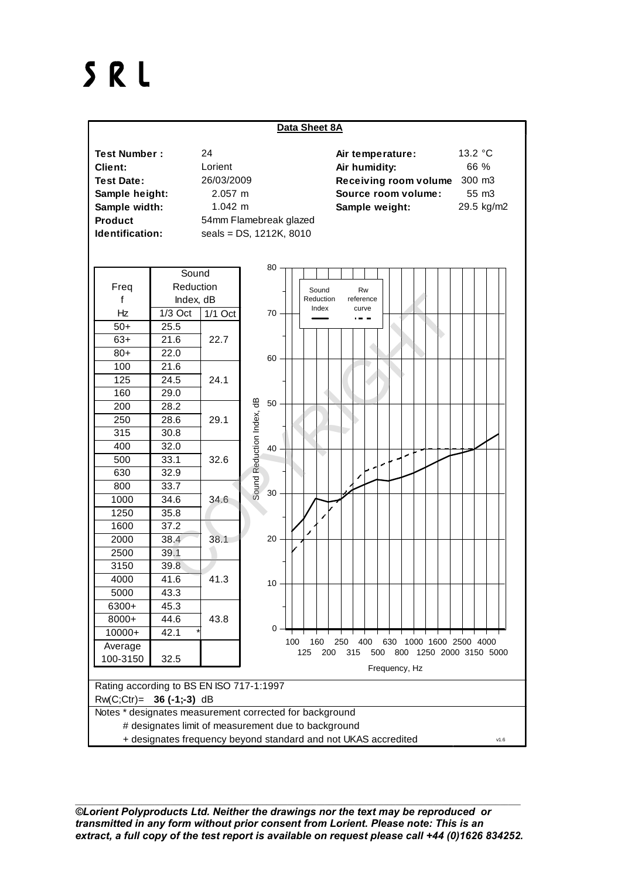# SRL

## Data Sheet 8A

| | | | |
|---|---|---|---|
| **Test Number :** | 24 | **Air temperature:** | 13.2 °C |
| **Client:** | Lorient | **Air humidity:** | 66 % |
| **Test Date:** | 26/03/2009 | **Receiving room volume** | 300 m3 |
| **Sample height:** | 2.057 m | **Source room volume:** | 55 m3 |
| **Sample width:** | 1.042 m | **Sample weight:** | 29.5 kg/m2 |
| **Product Identification:** | 54mm Flamebreak glazed seals = DS, 1212K, 8010 | | |

| Freq f Hz | Sound Reduction Index, dB 1/3 Oct | 1/1 Oct |
|---|---|---|
| 50+ | 25.5 | |
| 63+ | 21.6 | 22.7 |
| 80+ | 22.0 | |
| 100 | 21.6 | |
| 125 | 24.5 | 24.1 |
| 160 | 29.0 | |
| 200 | 28.2 | |
| 250 | 28.6 | 29.1 |
| 315 | 30.8 | |
| 400 | 32.0 | |
| 500 | 33.1 | 32.6 |
| 630 | 32.9 | |
| 800 | 33.7 | |
| 1000 | 34.6 | 34.6 |
| 1250 | 35.8 | |
| 1600 | 37.2 | |
| 2000 | 38.4 | 38.1 |
| 2500 | 39.1 | |
| 3150 | 39.8 | |
| 4000 | 41.6 | 41.3 |
| 5000 | 43.3 | |
| 6300+ | 45.3 | |
| 8000+ | 44.6 | 43.8 |
| 10000+ | 42.1 * | |
| Average 100-3150 | 32.5 | |

Rating according to BS EN ISO 717-1:1997

Rw(C;Ctr)= **36 (-1;-3)** dB

Notes * designates measurement corrected for background

# designates limit of measurement due to background

+ designates frequency beyond standard and not UKAS accredited

*©Lorient Polyproducts Ltd. Neither the drawings nor the text may be reproduced or transmitted in any form without prior consent from Lorient. Please note: This is an extract, a full copy of the test report is available on request please call +44 (0)1626 834252.*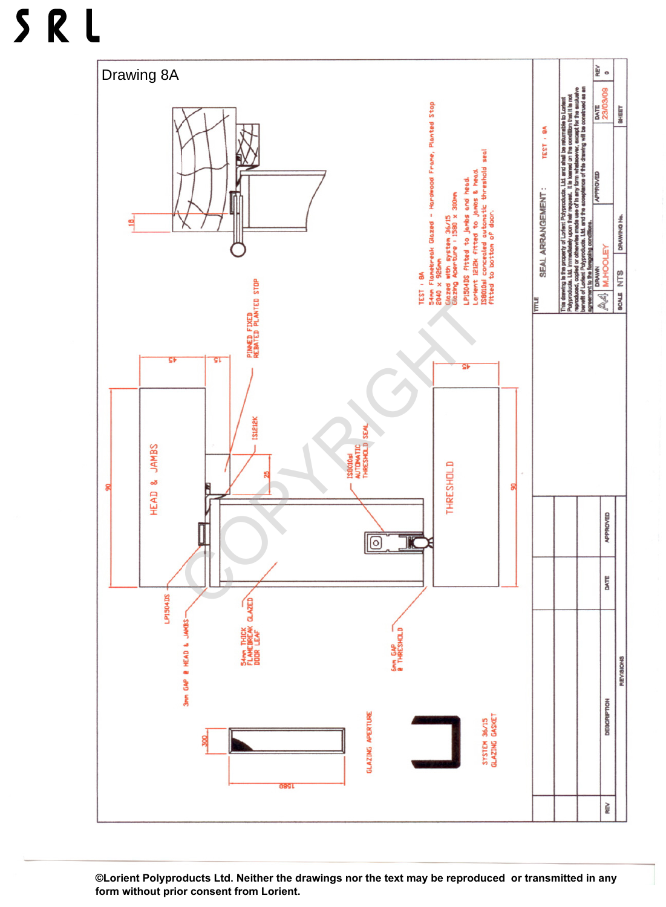SRL

Drawing 8A

TEST : 8A
54mm Flamebreak Glazed - Hardwood Frame, Planted Stop
2040 x 926mm
Glazed with system 36/15
Glazing Aperture : 1580 x 300mm
LP1504DS fitted to Jambs and head.
Lorient 1212K fitted to Jambs & head.
IS8010si concealed automatic threshold seal fitted to bottom of door.

18

45

15

PINNED FIXED REBATED PLANTED STOP

IS1212K

25

90

HEAD & JAMBS

LP1504DS

3mm GAP @ HEAD & JAMBS

54mm THICK FLAMEBREAK GLAZED DOOR LEAF

IS8010si AUTOMATIC THRESHOLD SEAL

6mm GAP @ THRESHOLD

THRESHOLD

45

90

300

1580

GLAZING APERTURE

SYSTEM 36/15 GLAZING GASKET

| | |
|---|---|
| TITLE | SEAL ARRANGEMENT : TEST : 8A |
| This drawing is the property of Lorient Polyproducts. Ltd. and shall be returnable to Lorient Polyproducts. Ltd. immediately upon their request. It is loaned on the condition that it is not reproduced, copied or otherwise made use of in any form whatsoever, except for the exclusive benefit of Lorient Polyproducts. Ltd. and the acceptance of this drawing will be construed as an agreement to the foregoing conditions. | |
| A4 DRAWN M.HOOLEY | APPROVED |
| DATE 23/03/09 | REV 0 |
| SCALE NTS | DRAWING No. |
| SHEET | |

| REV | DESCRIPTION | DATE | APPROVED |
|---|---|---|---|
| | | | |

REVISIONS

**©Lorient Polyproducts Ltd. Neither the drawings nor the text may be reproduced or transmitted in any form without prior consent from Lorient.**